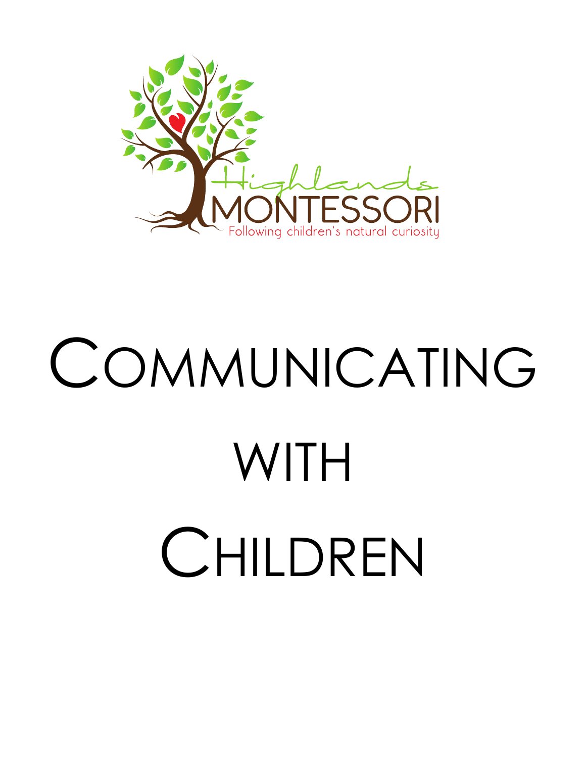Highlands

MONTESSORI

Following children's natural curiosity

# Communicating with Children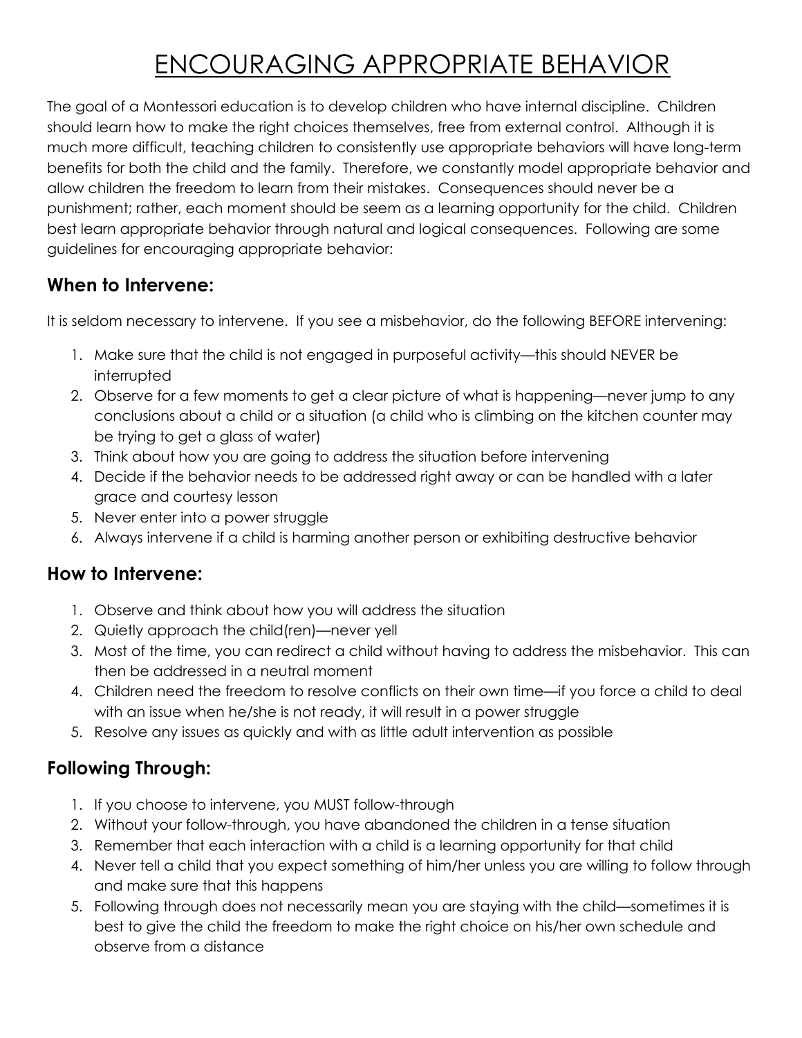# ENCOURAGING APPROPRIATE BEHAVIOR

The goal of a Montessori education is to develop children who have internal discipline. Children should learn how to make the right choices themselves, free from external control. Although it is much more difficult, teaching children to consistently use appropriate behaviors will have long-term benefits for both the child and the family. Therefore, we constantly model appropriate behavior and allow children the freedom to learn from their mistakes. Consequences should never be a punishment; rather, each moment should be seem as a learning opportunity for the child. Children best learn appropriate behavior through natural and logical consequences. Following are some guidelines for encouraging appropriate behavior:

## When to Intervene:

It is seldom necessary to intervene. If you see a misbehavior, do the following BEFORE intervening:

1. Make sure that the child is not engaged in purposeful activity—this should NEVER be interrupted
2. Observe for a few moments to get a clear picture of what is happening—never jump to any conclusions about a child or a situation (a child who is climbing on the kitchen counter may be trying to get a glass of water)
3. Think about how you are going to address the situation before intervening
4. Decide if the behavior needs to be addressed right away or can be handled with a later grace and courtesy lesson
5. Never enter into a power struggle
6. Always intervene if a child is harming another person or exhibiting destructive behavior

## How to Intervene:

1. Observe and think about how you will address the situation
2. Quietly approach the child(ren)—never yell
3. Most of the time, you can redirect a child without having to address the misbehavior. This can then be addressed in a neutral moment
4. Children need the freedom to resolve conflicts on their own time—if you force a child to deal with an issue when he/she is not ready, it will result in a power struggle
5. Resolve any issues as quickly and with as little adult intervention as possible

## Following Through:

1. If you choose to intervene, you MUST follow-through
2. Without your follow-through, you have abandoned the children in a tense situation
3. Remember that each interaction with a child is a learning opportunity for that child
4. Never tell a child that you expect something of him/her unless you are willing to follow through and make sure that this happens
5. Following through does not necessarily mean you are staying with the child—sometimes it is best to give the child the freedom to make the right choice on his/her own schedule and observe from a distance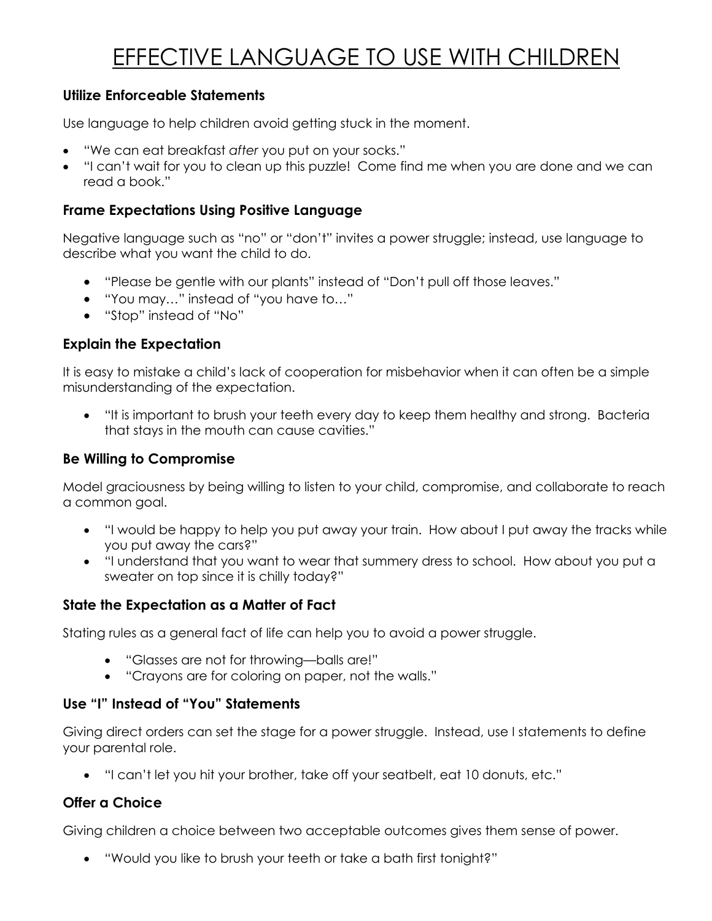# EFFECTIVE LANGUAGE TO USE WITH CHILDREN

### Utilize Enforceable Statements

Use language to help children avoid getting stuck in the moment.

- "We can eat breakfast *after* you put on your socks."
- "I can't wait for you to clean up this puzzle! Come find me when you are done and we can read a book."

### Frame Expectations Using Positive Language

Negative language such as "no" or "don't" invites a power struggle; instead, use language to describe what you want the child to do.

- "Please be gentle with our plants" instead of "Don't pull off those leaves."
- "You may…" instead of "you have to…"
- "Stop" instead of "No"

### Explain the Expectation

It is easy to mistake a child's lack of cooperation for misbehavior when it can often be a simple misunderstanding of the expectation.

- "It is important to brush your teeth every day to keep them healthy and strong. Bacteria that stays in the mouth can cause cavities."

### Be Willing to Compromise

Model graciousness by being willing to listen to your child, compromise, and collaborate to reach a common goal.

- "I would be happy to help you put away your train. How about I put away the tracks while you put away the cars?"
- "I understand that you want to wear that summery dress to school. How about you put a sweater on top since it is chilly today?"

### State the Expectation as a Matter of Fact

Stating rules as a general fact of life can help you to avoid a power struggle.

- "Glasses are not for throwing—balls are!"
- "Crayons are for coloring on paper, not the walls."

### Use "I" Instead of "You" Statements

Giving direct orders can set the stage for a power struggle. Instead, use I statements to define your parental role.

- "I can't let you hit your brother, take off your seatbelt, eat 10 donuts, etc."

### Offer a Choice

Giving children a choice between two acceptable outcomes gives them sense of power.

- "Would you like to brush your teeth or take a bath first tonight?"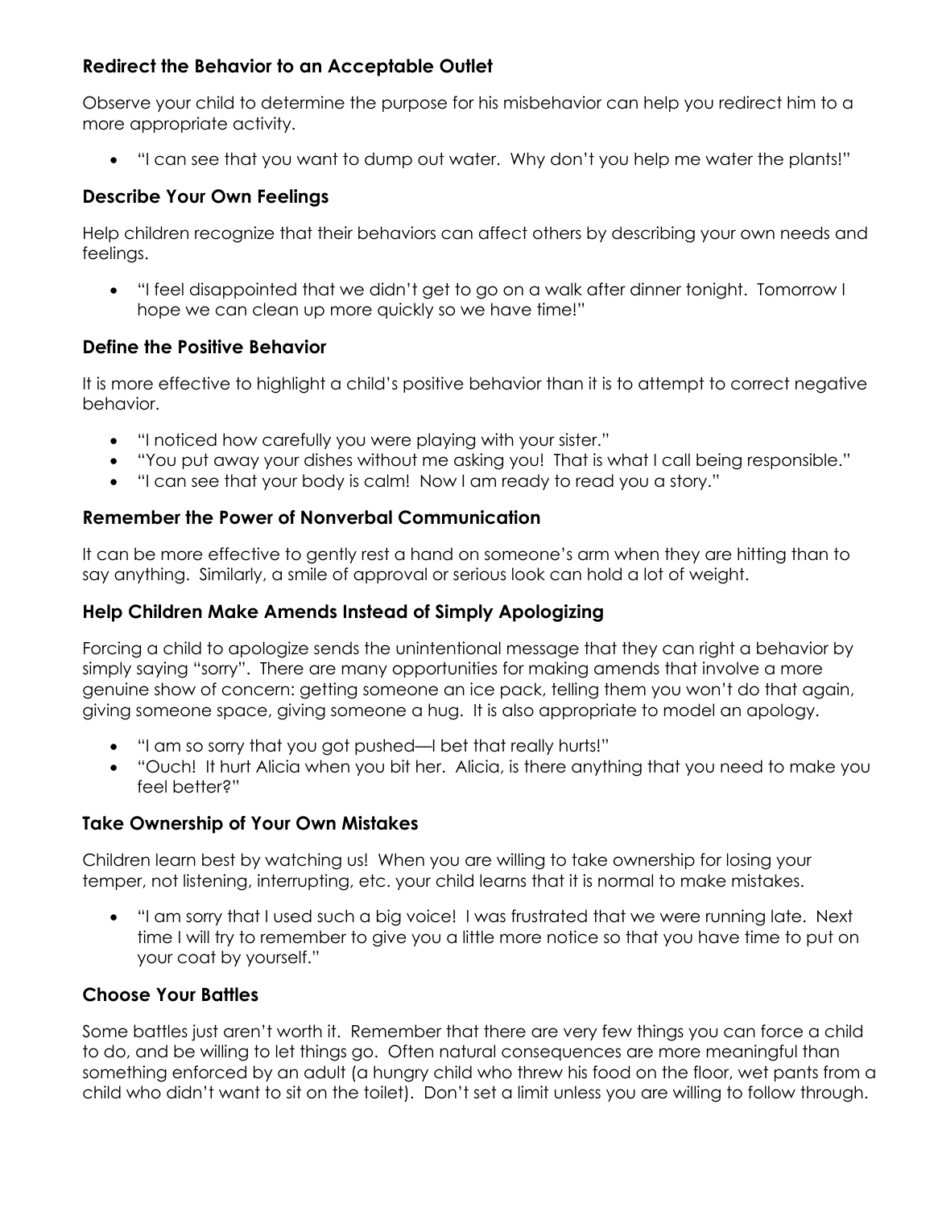### Redirect the Behavior to an Acceptable Outlet

Observe your child to determine the purpose for his misbehavior can help you redirect him to a more appropriate activity.

- "I can see that you want to dump out water. Why don't you help me water the plants!"

### Describe Your Own Feelings

Help children recognize that their behaviors can affect others by describing your own needs and feelings.

- "I feel disappointed that we didn't get to go on a walk after dinner tonight. Tomorrow I hope we can clean up more quickly so we have time!"

### Define the Positive Behavior

It is more effective to highlight a child's positive behavior than it is to attempt to correct negative behavior.

- "I noticed how carefully you were playing with your sister."
- "You put away your dishes without me asking you! That is what I call being responsible."
- "I can see that your body is calm! Now I am ready to read you a story."

### Remember the Power of Nonverbal Communication

It can be more effective to gently rest a hand on someone's arm when they are hitting than to say anything. Similarly, a smile of approval or serious look can hold a lot of weight.

### Help Children Make Amends Instead of Simply Apologizing

Forcing a child to apologize sends the unintentional message that they can right a behavior by simply saying "sorry". There are many opportunities for making amends that involve a more genuine show of concern: getting someone an ice pack, telling them you won't do that again, giving someone space, giving someone a hug. It is also appropriate to model an apology.

- "I am so sorry that you got pushed—I bet that really hurts!"
- "Ouch! It hurt Alicia when you bit her. Alicia, is there anything that you need to make you feel better?"

### Take Ownership of Your Own Mistakes

Children learn best by watching us! When you are willing to take ownership for losing your temper, not listening, interrupting, etc. your child learns that it is normal to make mistakes.

- "I am sorry that I used such a big voice! I was frustrated that we were running late. Next time I will try to remember to give you a little more notice so that you have time to put on your coat by yourself."

### Choose Your Battles

Some battles just aren't worth it. Remember that there are very few things you can force a child to do, and be willing to let things go. Often natural consequences are more meaningful than something enforced by an adult (a hungry child who threw his food on the floor, wet pants from a child who didn't want to sit on the toilet). Don't set a limit unless you are willing to follow through.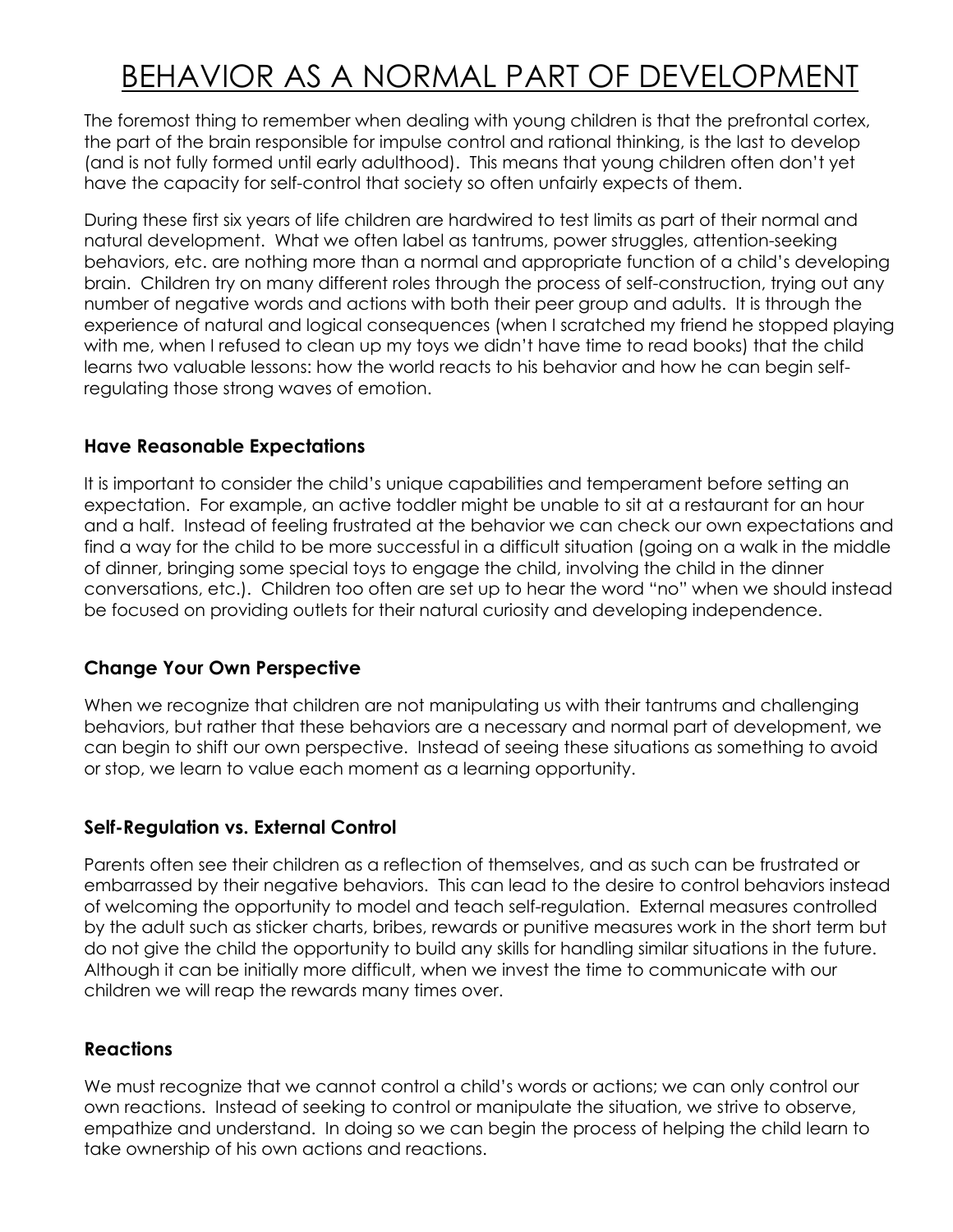# BEHAVIOR AS A NORMAL PART OF DEVELOPMENT

The foremost thing to remember when dealing with young children is that the prefrontal cortex, the part of the brain responsible for impulse control and rational thinking, is the last to develop (and is not fully formed until early adulthood). This means that young children often don't yet have the capacity for self-control that society so often unfairly expects of them.

During these first six years of life children are hardwired to test limits as part of their normal and natural development. What we often label as tantrums, power struggles, attention-seeking behaviors, etc. are nothing more than a normal and appropriate function of a child's developing brain. Children try on many different roles through the process of self-construction, trying out any number of negative words and actions with both their peer group and adults. It is through the experience of natural and logical consequences (when I scratched my friend he stopped playing with me, when I refused to clean up my toys we didn't have time to read books) that the child learns two valuable lessons: how the world reacts to his behavior and how he can begin self-regulating those strong waves of emotion.

### Have Reasonable Expectations

It is important to consider the child's unique capabilities and temperament before setting an expectation. For example, an active toddler might be unable to sit at a restaurant for an hour and a half. Instead of feeling frustrated at the behavior we can check our own expectations and find a way for the child to be more successful in a difficult situation (going on a walk in the middle of dinner, bringing some special toys to engage the child, involving the child in the dinner conversations, etc.). Children too often are set up to hear the word "no" when we should instead be focused on providing outlets for their natural curiosity and developing independence.

### Change Your Own Perspective

When we recognize that children are not manipulating us with their tantrums and challenging behaviors, but rather that these behaviors are a necessary and normal part of development, we can begin to shift our own perspective. Instead of seeing these situations as something to avoid or stop, we learn to value each moment as a learning opportunity.

### Self-Regulation vs. External Control

Parents often see their children as a reflection of themselves, and as such can be frustrated or embarrassed by their negative behaviors. This can lead to the desire to control behaviors instead of welcoming the opportunity to model and teach self-regulation. External measures controlled by the adult such as sticker charts, bribes, rewards or punitive measures work in the short term but do not give the child the opportunity to build any skills for handling similar situations in the future. Although it can be initially more difficult, when we invest the time to communicate with our children we will reap the rewards many times over.

### Reactions

We must recognize that we cannot control a child's words or actions; we can only control our own reactions. Instead of seeking to control or manipulate the situation, we strive to observe, empathize and understand. In doing so we can begin the process of helping the child learn to take ownership of his own actions and reactions.